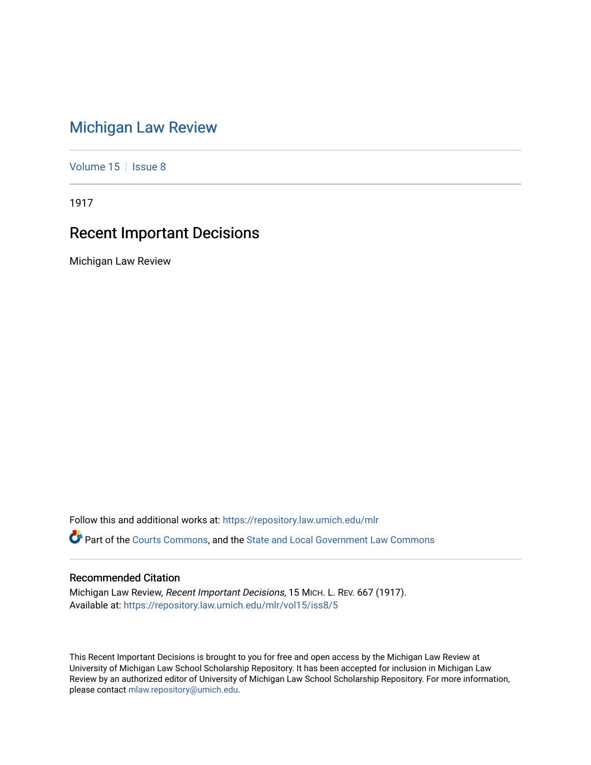# Michigan Law Review

Volume 15 | Issue 8

1917

## Recent Important Decisions

Michigan Law Review

Follow this and additional works at: https://repository.law.umich.edu/mlr

Part of the Courts Commons, and the State and Local Government Law Commons

### Recommended Citation

Michigan Law Review, *Recent Important Decisions*, 15 MICH. L. REV. 667 (1917).
Available at: https://repository.law.umich.edu/mlr/vol15/iss8/5

This Recent Important Decisions is brought to you for free and open access by the Michigan Law Review at University of Michigan Law School Scholarship Repository. It has been accepted for inclusion in Michigan Law Review by an authorized editor of University of Michigan Law School Scholarship Repository. For more information, please contact mlaw.repository@umich.edu.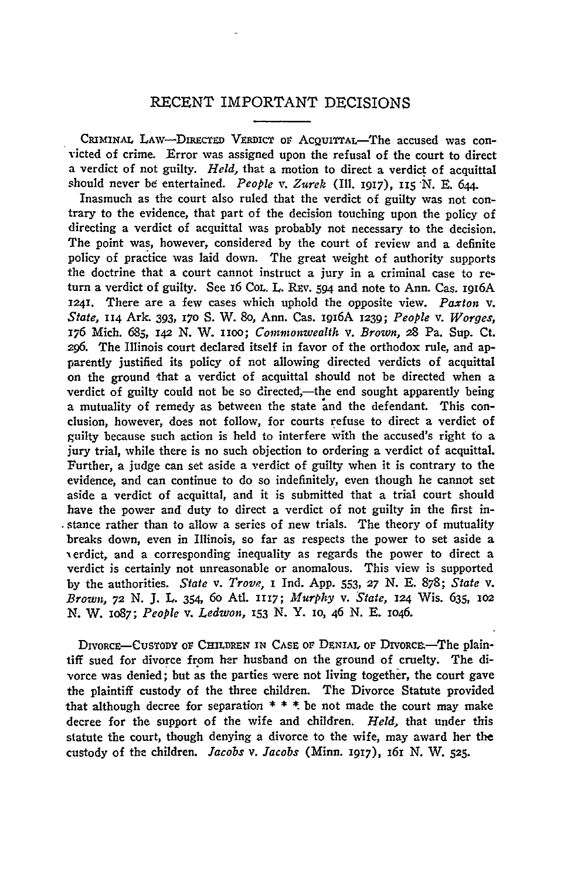## RECENT IMPORTANT DECISIONS

CRIMINAL LAW—DIRECTED VERDICT OF ACQUITTAL—The accused was convicted of crime. Error was assigned upon the refusal of the court to direct a verdict of not guilty. *Held,* that a motion to direct a verdict of acquittal should never be entertained. *People* v. *Zurek* (Ill. 1917), 115 N. E. 644.

Inasmuch as the court also ruled that the verdict of guilty was not contrary to the evidence, that part of the decision touching upon the policy of directing a verdict of acquittal was probably not necessary to the decision. The point was, however, considered by the court of review and a definite policy of practice was laid down. The great weight of authority supports the doctrine that a court cannot instruct a jury in a criminal case to return a verdict of guilty. See 16 COL. L. REV. 594 and note to Ann. Cas. 1916A 1241. There are a few cases which uphold the opposite view. *Paxton* v. *State,* 114 Ark. 393, 170 S. W. 80, Ann. Cas. 1916A 1239; *People* v. *Worges,* 176 Mich. 685, 142 N. W. 1100; *Commonwealth* v. *Brown,* 28 Pa. Sup. Ct. 296. The Illinois court declared itself in favor of the orthodox rule, and apparently justified its policy of not allowing directed verdicts of acquittal on the ground that a verdict of acquittal should not be directed when a verdict of guilty could not be so directed,—the end sought apparently being a mutuality of remedy as between the state and the defendant. This conclusion, however, does not follow, for courts refuse to direct a verdict of guilty because such action is held to interfere with the accused's right to a jury trial, while there is no such objection to ordering a verdict of acquittal. Further, a judge can set aside a verdict of guilty when it is contrary to the evidence, and can continue to do so indefinitely, even though he cannot set aside a verdict of acquittal, and it is submitted that a trial court should have the power and duty to direct a verdict of not guilty in the first instance rather than to allow a series of new trials. The theory of mutuality breaks down, even in Illinois, so far as respects the power to set aside a verdict, and a corresponding inequality as regards the power to direct a verdict is certainly not unreasonable or anomalous. This view is supported by the authorities. *State* v. *Trove,* 1 Ind. App. 553, 27 N. E. 878; *State* v. *Brown,* 72 N. J. L. 354, 60 Atl. 1117; *Murphy* v. *State,* 124 Wis. 635, 102 N. W. 1087; *People* v. *Ledwon,* 153 N. Y. 10, 46 N. E. 1046.

DIVORCE—CUSTODY OF CHILDREN IN CASE OF DENIAL OF DIVORCE.—The plaintiff sued for divorce from her husband on the ground of cruelty. The divorce was denied; but as the parties were not living together, the court gave the plaintiff custody of the three children. The Divorce Statute provided that although decree for separation * * * be not made the court may make decree for the support of the wife and children. *Held,* that under this statute the court, though denying a divorce to the wife, may award her the custody of the children. *Jacobs* v. *Jacobs* (Minn. 1917), 161 N. W. 525.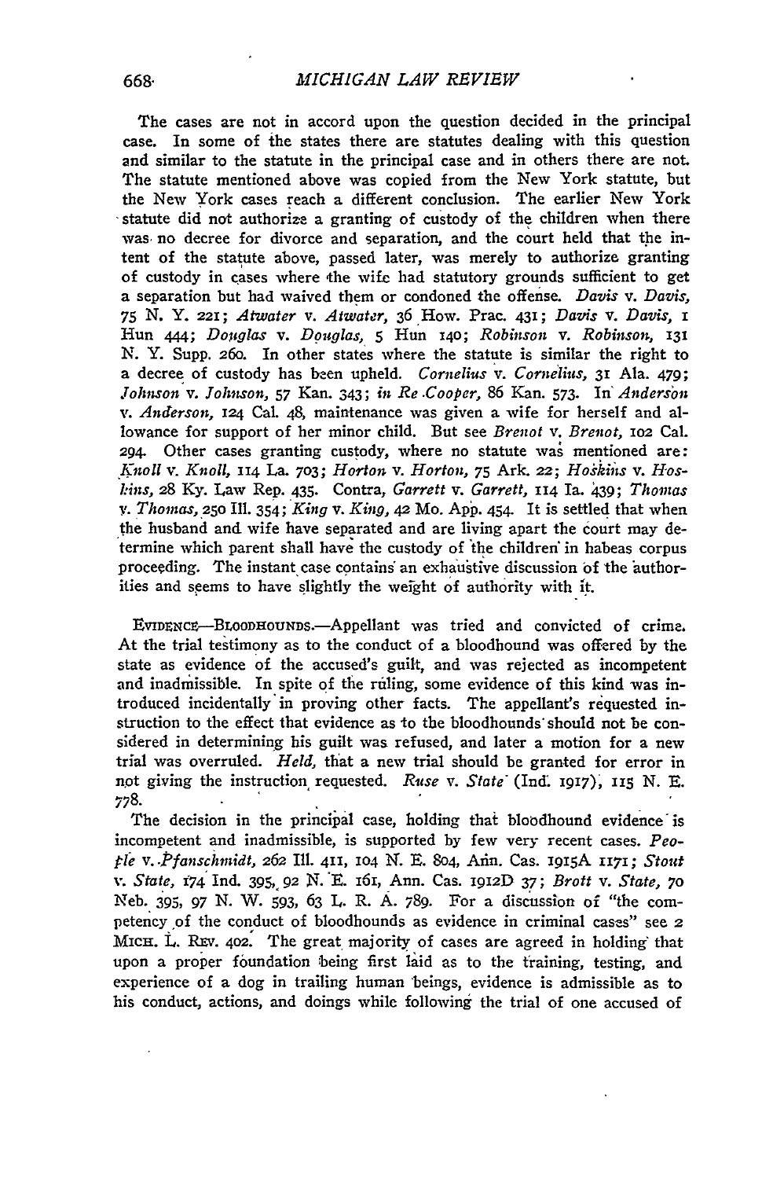The cases are not in accord upon the question decided in the principal case. In some of the states there are statutes dealing with this question and similar to the statute in the principal case and in others there are not. The statute mentioned above was copied from the New York statute, but the New York cases reach a different conclusion. The earlier New York statute did not authorize a granting of custody of the children when there was no decree for divorce and separation, and the court held that the intent of the statute above, passed later, was merely to authorize granting of custody in cases where the wife had statutory grounds sufficient to get a separation but had waived them or condoned the offense. *Davis* v. *Davis*, 75 N. Y. 221; *Atwater* v. *Atwater*, 36 How. Prac. 431; *Davis* v. *Davis*, 1 Hun 444; *Douglas* v. *Douglas*, 5 Hun 140; *Robinson* v. *Robinson*, 131 N. Y. Supp. 260. In other states where the statute is similar the right to a decree of custody has been upheld. *Cornelius* v. *Cornelius*, 31 Ala. 479; *Johnson* v. *Johnson*, 57 Kan. 343; *in Re Cooper*, 86 Kan. 573. In *Anderson* v. *Anderson*, 124 Cal. 48, maintenance was given a wife for herself and allowance for support of her minor child. But see *Brenot* v. *Brenot*, 102 Cal. 294. Other cases granting custody, where no statute was mentioned are: *Knoll* v. *Knoll*, 114 La. 703; *Horton* v. *Horton*, 75 Ark. 22; *Hoskins* v. *Hoskins*, 28 Ky. Law Rep. 435. Contra, *Garrett* v. *Garrett*, 114 Ia. 439; *Thomas* v. *Thomas*, 250 Ill. 354; *King* v. *King*, 42 Mo. App. 454. It is settled that when the husband and wife have separated and are living apart the court may determine which parent shall have the custody of the children in habeas corpus proceeding. The instant case contains an exhaustive discussion of the authorities and seems to have slightly the weight of authority with it.

EVIDENCE—BLOODHOUNDS.—Appellant was tried and convicted of crime. At the trial testimony as to the conduct of a bloodhound was offered by the state as evidence of the accused's guilt, and was rejected as incompetent and inadmissible. In spite of the ruling, some evidence of this kind was introduced incidentally in proving other facts. The appellant's requested instruction to the effect that evidence as to the bloodhounds should not be considered in determining his guilt was refused, and later a motion for a new trial was overruled. *Held*, that a new trial should be granted for error in not giving the instruction requested. *Ruse* v. *State* (Ind. 1917), 115 N. E. 778.

The decision in the principal case, holding that bloodhound evidence is incompetent and inadmissible, is supported by few very recent cases. *People* v. *Pfanschmidt*, 262 Ill. 411, 104 N. E. 804, Ann. Cas. 1915A 1171; *Stout* v. *State*, 174 Ind. 395, 92 N. E. 161, Ann. Cas. 1912D 37; *Brott* v. *State*, 70 Neb. 395, 97 N. W. 593, 63 L. R. A. 789. For a discussion of "the competency of the conduct of bloodhounds as evidence in criminal cases" see 2 MICH. L. REV. 402. The great majority of cases are agreed in holding that upon a proper foundation being first laid as to the training, testing, and experience of a dog in trailing human beings, evidence is admissible as to his conduct, actions, and doings while following the trial of one accused of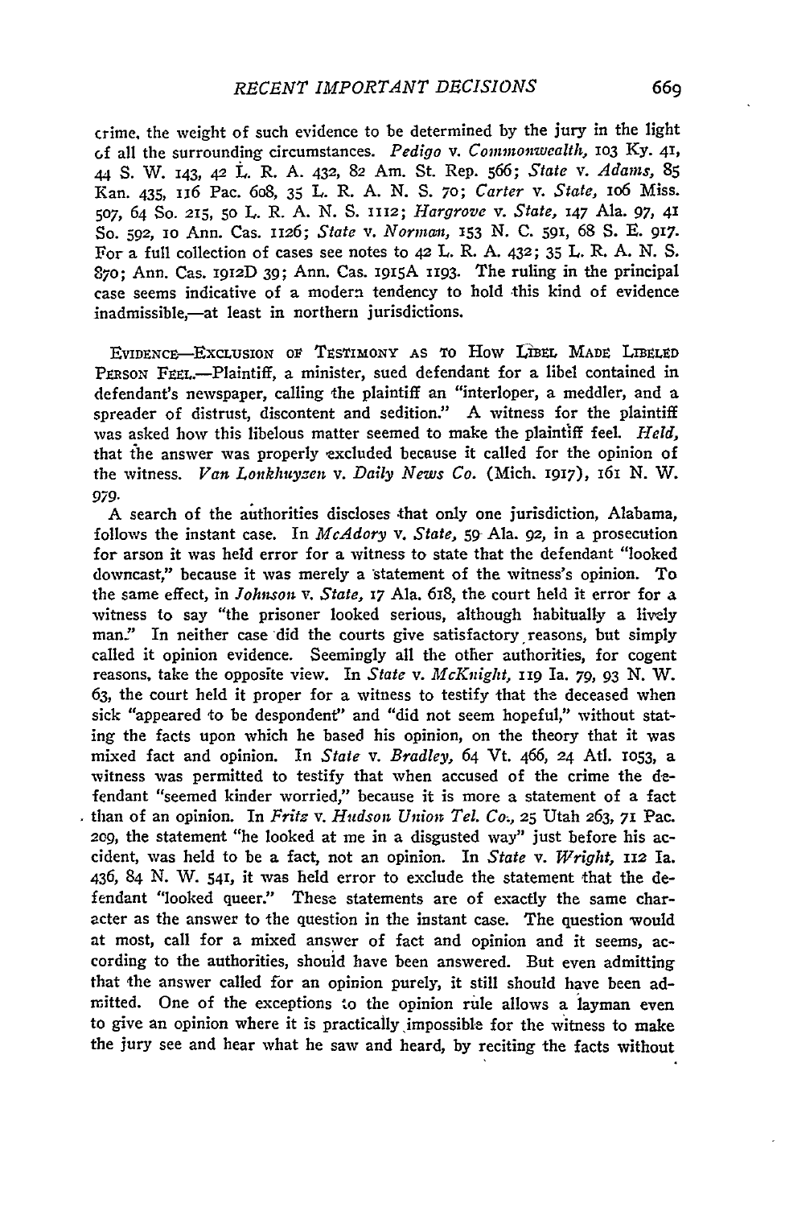crime, the weight of such evidence to be determined by the jury in the light of all the surrounding circumstances. *Pedigo* v. *Commonwealth,* 103 Ky. 41, 44 S. W. 143, 42 L. R. A. 432, 82 Am. St. Rep. 566; *State* v. *Adams,* 85 Kan. 435, 116 Pac. 608, 35 L. R. A. N. S. 70; *Carter* v. *State,* 106 Miss. 507, 64 So. 215, 50 L. R. A. N. S. 1112; *Hargrove* v. *State,* 147 Ala. 97, 41 So. 592, 10 Ann. Cas. 1126; *State* v. *Norman,* 153 N. C. 591, 68 S. E. 917. For a full collection of cases see notes to 42 L. R. A. 432; 35 L. R. A. N. S. 870; Ann. Cas. 1912D 39; Ann. Cas. 1915A 1193. The ruling in the principal case seems indicative of a modern tendency to hold this kind of evidence inadmissible,—at least in northern jurisdictions.

EVIDENCE—EXCLUSION OF TESTIMONY AS TO HOW LIBEL MADE LIBELED PERSON FEEL.—Plaintiff, a minister, sued defendant for a libel contained in defendant's newspaper, calling the plaintiff an "interloper, a meddler, and a spreader of distrust, discontent and sedition." A witness for the plaintiff was asked how this libelous matter seemed to make the plaintiff feel. *Held,* that the answer was properly excluded because it called for the opinion of the witness. *Van Lonkhuyzen* v. *Daily News Co.* (Mich. 1917), 161 N. W. 979.

A search of the authorities discloses that only one jurisdiction, Alabama, follows the instant case. In *McAdory* v. *State,* 59 Ala. 92, in a prosecution for arson it was held error for a witness to state that the defendant "looked downcast," because it was merely a statement of the witness's opinion. To the same effect, in *Johnson* v. *State,* 17 Ala. 618, the court held it error for a witness to say "the prisoner looked serious, although habitually a lively man." In neither case did the courts give satisfactory reasons, but simply called it opinion evidence. Seemingly all the other authorities, for cogent reasons, take the opposite view. In *State* v. *McKnight,* 119 Ia. 79, 93 N. W. 63, the court held it proper for a witness to testify that the deceased when sick "appeared to be despondent" and "did not seem hopeful," without stating the facts upon which he based his opinion, on the theory that it was mixed fact and opinion. In *State* v. *Bradley,* 64 Vt. 466, 24 Atl. 1053, a witness was permitted to testify that when accused of the crime the defendant "seemed kinder worried," because it is more a statement of a fact than of an opinion. In *Fritz* v. *Hudson Union Tel. Co.,* 25 Utah 263, 71 Pac. 209, the statement "he looked at me in a disgusted way" just before his accident, was held to be a fact, not an opinion. In *State* v. *Wright,* 112 Ia. 436, 84 N. W. 541, it was held error to exclude the statement that the defendant "looked queer." These statements are of exactly the same character as the answer to the question in the instant case. The question would at most, call for a mixed answer of fact and opinion and it seems, according to the authorities, should have been answered. But even admitting that the answer called for an opinion purely, it still should have been admitted. One of the exceptions to the opinion rule allows a layman even to give an opinion where it is practically impossible for the witness to make the jury see and hear what he saw and heard, by reciting the facts without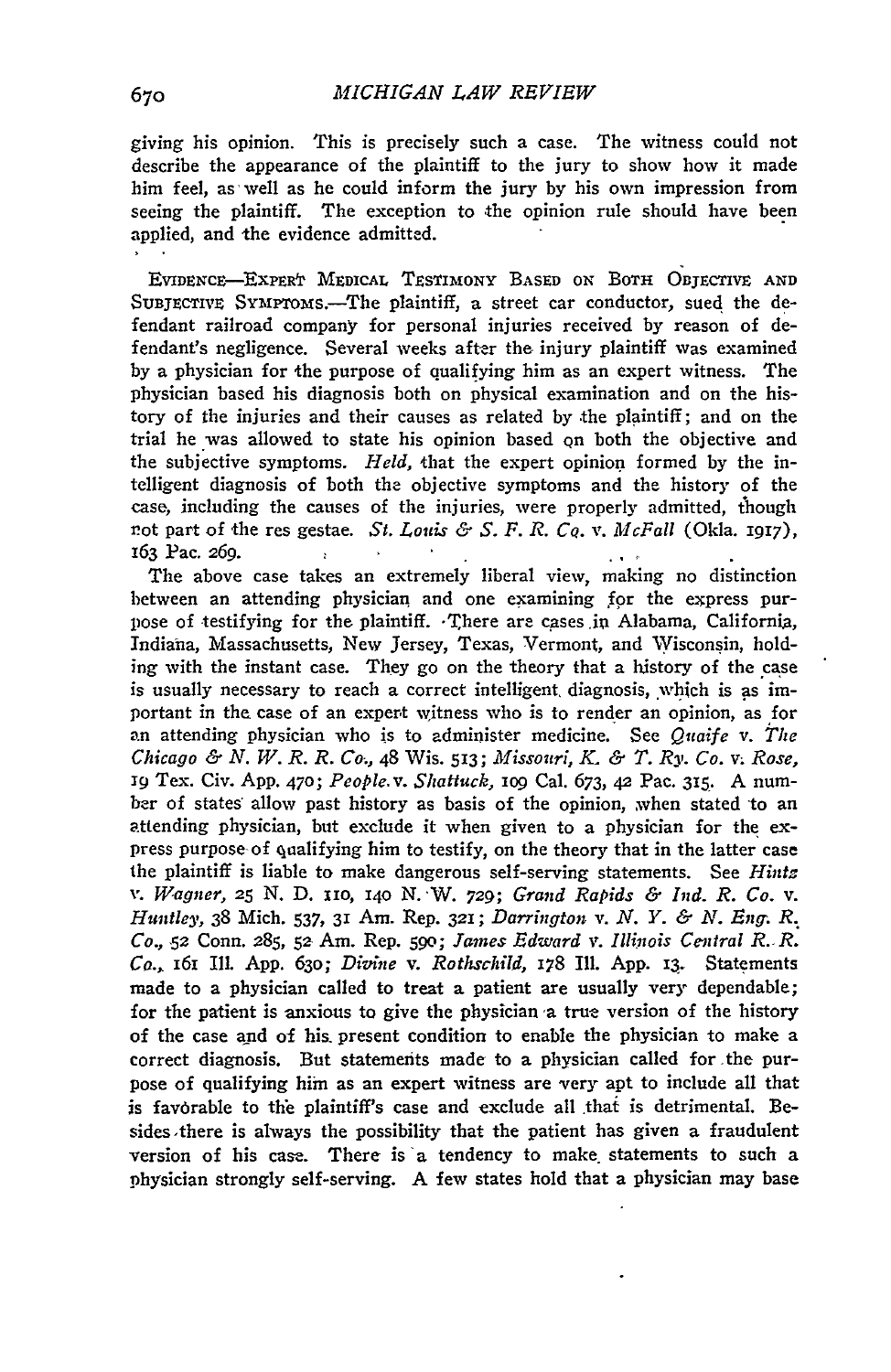giving his opinion. This is precisely such a case. The witness could not describe the appearance of the plaintiff to the jury to show how it made him feel, as well as he could inform the jury by his own impression from seeing the plaintiff. The exception to the opinion rule should have been applied, and the evidence admitted.

EVIDENCE—EXPERT MEDICAL TESTIMONY BASED ON BOTH OBJECTIVE AND SUBJECTIVE SYMPTOMS.—The plaintiff, a street car conductor, sued the defendant railroad company for personal injuries received by reason of defendant's negligence. Several weeks after the injury plaintiff was examined by a physician for the purpose of qualifying him as an expert witness. The physician based his diagnosis both on physical examination and on the history of the injuries and their causes as related by the plaintiff; and on the trial he was allowed to state his opinion based on both the objective and the subjective symptoms. *Held*, that the expert opinion formed by the intelligent diagnosis of both the objective symptoms and the history of the case, including the causes of the injuries, were properly admitted, though not part of the res gestae. *St. Louis & S. F. R. Co.* v. *McFall* (Okla. 1917), 163 Pac. 269.

The above case takes an extremely liberal view, making no distinction between an attending physician and one examining for the express purpose of testifying for the plaintiff. There are cases in Alabama, California, Indiana, Massachusetts, New Jersey, Texas, Vermont, and Wisconsin, holding with the instant case. They go on the theory that a history of the case is usually necessary to reach a correct intelligent diagnosis, which is as important in the case of an expert witness who is to render an opinion, as for an attending physician who is to administer medicine. See *Quaife* v. *The Chicago & N. W. R. R. Co.*, 48 Wis. 513; *Missouri, K. & T. Ry. Co.* v. *Rose*, 19 Tex. Civ. App. 470; *People* v. *Shattuck*, 109 Cal. 673, 42 Pac. 315. A number of states allow past history as basis of the opinion, when stated to an attending physician, but exclude it when given to a physician for the express purpose of qualifying him to testify, on the theory that in the latter case the plaintiff is liable to make dangerous self-serving statements. See *Hintz* v. *Wagner*, 25 N. D. 110, 140 N. W. 729; *Grand Rapids & Ind. R. Co.* v. *Huntley*, 38 Mich. 537, 31 Am. Rep. 321; *Darrington* v. *N. Y. & N. Eng. R. Co.*, 52 Conn. 285, 52 Am. Rep. 590; *James Edward* v. *Illinois Central R. R. Co.*, 161 Ill. App. 630; *Divine* v. *Rothschild*, 178 Ill. App. 13. Statements made to a physician called to treat a patient are usually very dependable; for the patient is anxious to give the physician a true version of the history of the case and of his present condition to enable the physician to make a correct diagnosis. But statements made to a physician called for the purpose of qualifying him as an expert witness are very apt to include all that is favorable to the plaintiff's case and exclude all that is detrimental. Besides there is always the possibility that the patient has given a fraudulent version of his case. There is a tendency to make statements to such a physician strongly self-serving. A few states hold that a physician may base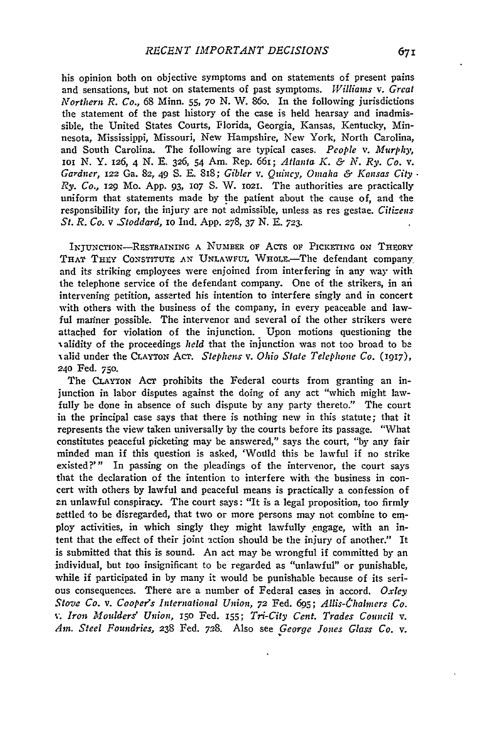his opinion both on objective symptoms and on statements of present pains and sensations, but not on statements of past symptoms. *Williams* v. *Great Northern R. Co.*, 68 Minn. 55, 70 N. W. 860. In the following jurisdictions the statement of the past history of the case is held hearsay and inadmissible, the United States Courts, Florida, Georgia, Kansas, Kentucky, Minnesota, Mississippi, Missouri, New Hampshire, New York, North Carolina, and South Carolina. The following are typical cases. *People* v. *Murphy*, 101 N. Y. 126, 4 N. E. 326, 54 Am. Rep. 661; *Atlanta K. & N. Ry. Co.* v. *Gardner*, 122 Ga. 82, 49 S. E. 818; *Gibler* v. *Quincy, Omaha & Kansas City Ry. Co.*, 129 Mo. App. 93, 107 S. W. 1021. The authorities are practically uniform that statements made by the patient about the cause of, and the responsibility for, the injury are not admissible, unless as res gestae. *Citizens St. R. Co.* v *Stoddard*, 10 Ind. App. 278, 37 N. E. 723.

INJUNCTION—RESTRAINING A NUMBER OF ACTS OF PICKETING ON THEORY THAT THEY CONSTITUTE AN UNLAWFUL WHOLE.—The defendant company and its striking employees were enjoined from interfering in any way with the telephone service of the defendant company. One of the strikers, in an intervening petition, asserted his intention to interfere singly and in concert with others with the business of the company, in every peaceable and lawful manner possible. The intervenor and several of the other strikers were attached for violation of the injunction. Upon motions questioning the validity of the proceedings *held* that the injunction was not too broad to be valid under the CLAYTON ACT. *Stephens* v. *Ohio State Telephone Co.* (1917), 240 Fed. 750.

The CLAYTON ACT prohibits the Federal courts from granting an injunction in labor disputes against the doing of any act "which might lawfully be done in absence of such dispute by any party thereto." The court in the principal case says that there is nothing new in this statute; that it represents the view taken universally by the courts before its passage. "What constitutes peaceful picketing may be answered," says the court, "by any fair minded man if this question is asked, 'Would this be lawful if no strike existed?'" In passing on the pleadings of the intervenor, the court says that the declaration of the intention to interfere with the business in concert with others by lawful and peaceful means is practically a confession of an unlawful conspiracy. The court says: "It is a legal proposition, too firmly settled to be disregarded, that two or more persons may not combine to employ activities, in which singly they might lawfully engage, with an intent that the effect of their joint action should be the injury of another." It is submitted that this is sound. An act may be wrongful if committed by an individual, but too insignificant to be regarded as "unlawful" or punishable, while if participated in by many it would be punishable because of its serious consequences. There are a number of Federal cases in accord. *Oxley Stove Co.* v. *Cooper's International Union*, 72 Fed. 695; *Allis-Chalmers Co.* v. *Iron Moulders' Union*, 150 Fed. 155; *Tri-City Cent. Trades Council* v. *Am. Steel Foundries*, 238 Fed. 728. Also see *George Jones Glass Co.* v.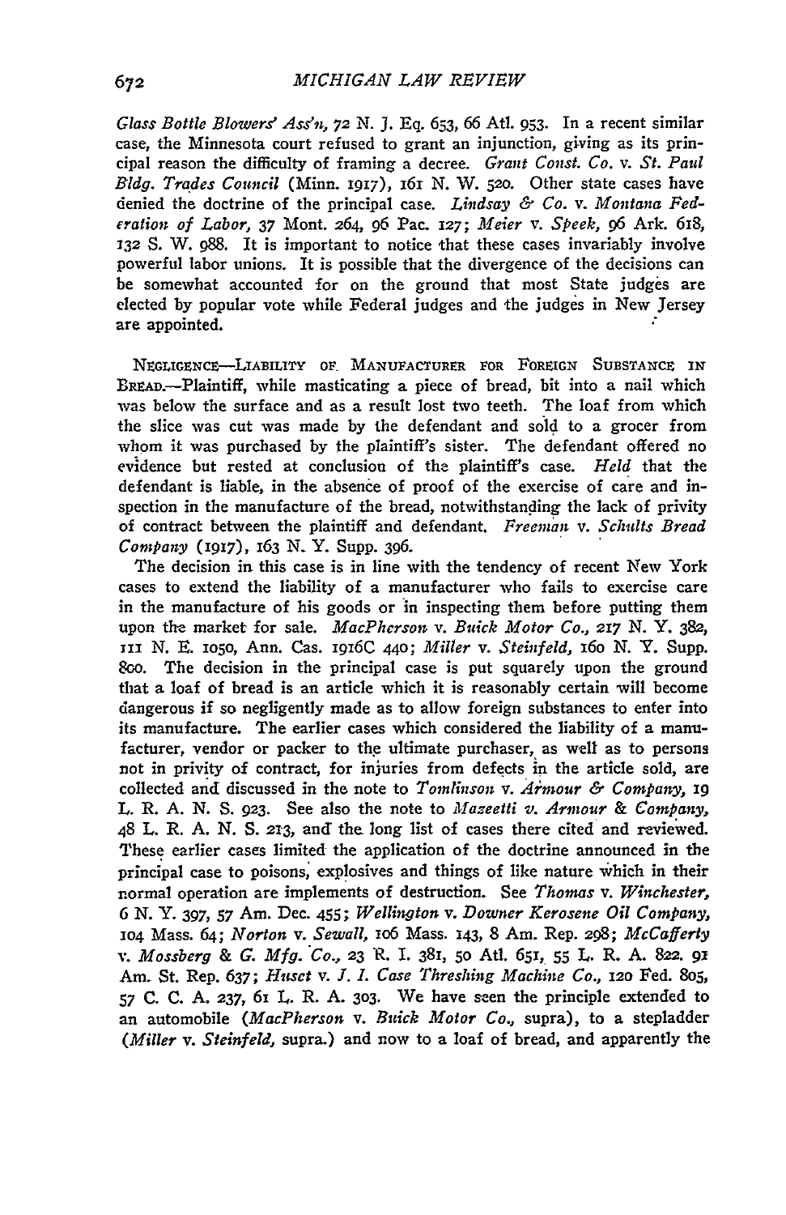*Glass Bottle Blowers' Ass'n*, 72 N. J. Eq. 653, 66 Atl. 953. In a recent similar case, the Minnesota court refused to grant an injunction, giving as its principal reason the difficulty of framing a decree. *Grant Const. Co. v. St. Paul Bldg. Trades Council* (Minn. 1917), 161 N. W. 520. Other state cases have denied the doctrine of the principal case. *Lindsay & Co. v. Montana Federation of Labor*, 37 Mont. 264, 96 Pac. 127; *Meier v. Speek*, 96 Ark. 618, 132 S. W. 988. It is important to notice that these cases invariably involve powerful labor unions. It is possible that the divergence of the decisions can be somewhat accounted for on the ground that most State judges are elected by popular vote while Federal judges and the judges in New Jersey are appointed.

NEGLIGENCE—LIABILITY OF MANUFACTURER FOR FOREIGN SUBSTANCE IN BREAD.—Plaintiff, while masticating a piece of bread, bit into a nail which was below the surface and as a result lost two teeth. The loaf from which the slice was cut was made by the defendant and sold to a grocer from whom it was purchased by the plaintiff's sister. The defendant offered no evidence but rested at conclusion of the plaintiff's case. *Held* that the defendant is liable, in the absence of proof of the exercise of care and inspection in the manufacture of the bread, notwithstanding the lack of privity of contract between the plaintiff and defendant. *Freeman v. Schults Bread Company* (1917), 163 N. Y. Supp. 396.

The decision in this case is in line with the tendency of recent New York cases to extend the liability of a manufacturer who fails to exercise care in the manufacture of his goods or in inspecting them before putting them upon the market for sale. *MacPherson v. Buick Motor Co.*, 217 N. Y. 382, 111 N. E. 1050, Ann. Cas. 1916C 440; *Miller v. Steinfeld*, 160 N. Y. Supp. 800. The decision in the principal case is put squarely upon the ground that a loaf of bread is an article which it is reasonably certain will become dangerous if so negligently made as to allow foreign substances to enter into its manufacture. The earlier cases which considered the liability of a manufacturer, vendor or packer to the ultimate purchaser, as well as to persons not in privity of contract, for injuries from defects in the article sold, are collected and discussed in the note to *Tomlinson v. Armour & Company*, 19 L. R. A. N. S. 923. See also the note to *Mazeetti v. Armour & Company*, 48 L. R. A. N. S. 213, and the long list of cases there cited and reviewed. These earlier cases limited the application of the doctrine announced in the principal case to poisons, explosives and things of like nature which in their normal operation are implements of destruction. See *Thomas v. Winchester*, 6 N. Y. 397, 57 Am. Dec. 455; *Wellington v. Downer Kerosene Oil Company*, 104 Mass. 64; *Norton v. Sewall*, 106 Mass. 143, 8 Am. Rep. 298; *McCafferty v. Mossberg & G. Mfg. Co.*, 23 R. I. 381, 50 Atl. 651, 55 L. R. A. 822. 91 Am. St. Rep. 637; *Huset v. J. I. Case Threshing Machine Co.*, 120 Fed. 805, 57 C. C. A. 237, 61 L. R. A. 303. We have seen the principle extended to an automobile (*MacPherson v. Buick Motor Co.*, supra), to a stepladder (*Miller v. Steinfeld*, supra.) and now to a loaf of bread, and apparently the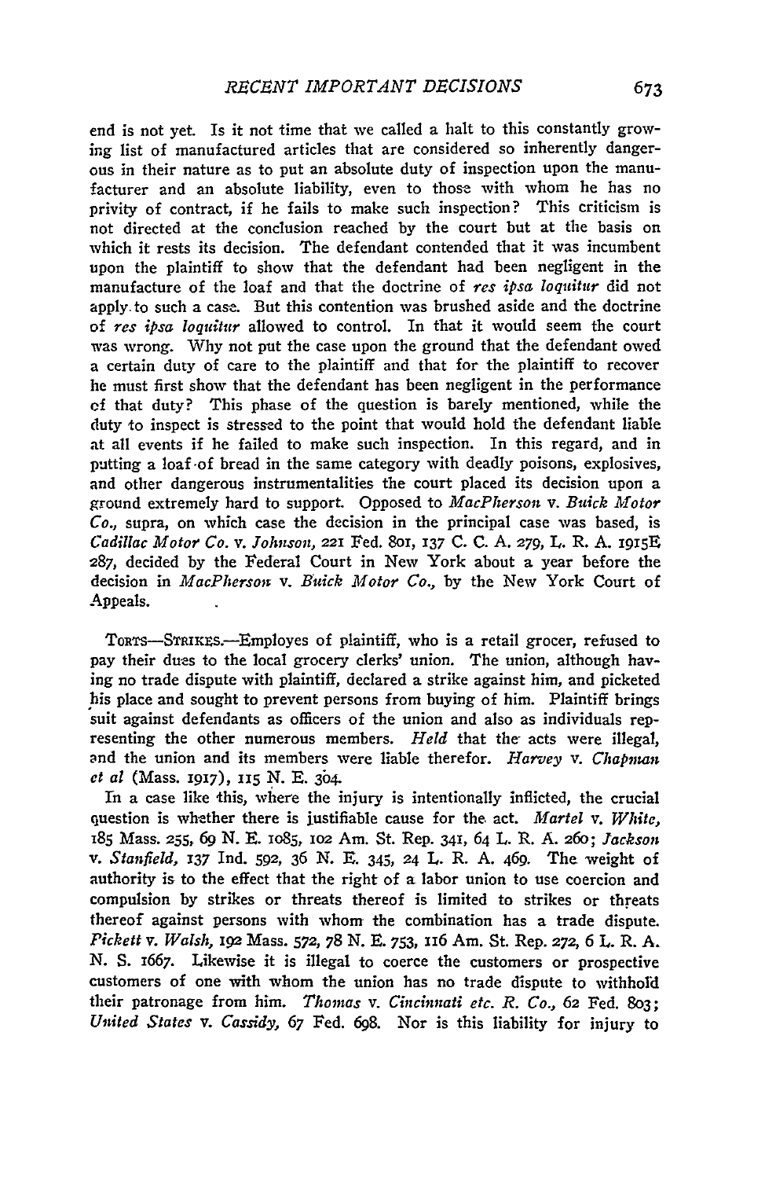end is not yet. Is it not time that we called a halt to this constantly growing list of manufactured articles that are considered so inherently dangerous in their nature as to put an absolute duty of inspection upon the manufacturer and an absolute liability, even to those with whom he has no privity of contract, if he fails to make such inspection? This criticism is not directed at the conclusion reached by the court but at the basis on which it rests its decision. The defendant contended that it was incumbent upon the plaintiff to show that the defendant had been negligent in the manufacture of the loaf and that the doctrine of *res ipsa loquitur* did not apply to such a case. But this contention was brushed aside and the doctrine of *res ipsa loquitur* allowed to control. In that it would seem the court was wrong. Why not put the case upon the ground that the defendant owed a certain duty of care to the plaintiff and that for the plaintiff to recover he must first show that the defendant has been negligent in the performance of that duty? This phase of the question is barely mentioned, while the duty to inspect is stressed to the point that would hold the defendant liable at all events if he failed to make such inspection. In this regard, and in putting a loaf of bread in the same category with deadly poisons, explosives, and other dangerous instrumentalities the court placed its decision upon a ground extremely hard to support. Opposed to *MacPherson* v. *Buick Motor Co.*, supra, on which case the decision in the principal case was based, is *Cadillac Motor Co.* v. *Johnson*, 221 Fed. 801, 137 C. C. A. 279, L. R. A. 1915E 287, decided by the Federal Court in New York about a year before the decision in *MacPherson* v. *Buick Motor Co.*, by the New York Court of Appeals.

TORTS—STRIKES.—Employes of plaintiff, who is a retail grocer, refused to pay their dues to the local grocery clerks' union. The union, although having no trade dispute with plaintiff, declared a strike against him, and picketed his place and sought to prevent persons from buying of him. Plaintiff brings suit against defendants as officers of the union and also as individuals representing the other numerous members. *Held* that the acts were illegal, and the union and its members were liable therefor. *Harvey* v. *Chapman et al* (Mass. 1917), 115 N. E. 304.

In a case like this, where the injury is intentionally inflicted, the crucial question is whether there is justifiable cause for the act. *Martel* v. *White*, 185 Mass. 255, 69 N. E. 1085, 102 Am. St. Rep. 341, 64 L. R. A. 260; *Jackson* v. *Stanfield*, 137 Ind. 592, 36 N. E. 345, 24 L. R. A. 469. The weight of authority is to the effect that the right of a labor union to use coercion and compulsion by strikes or threats thereof is limited to strikes or threats thereof against persons with whom the combination has a trade dispute. *Pickett* v. *Walsh*, 192 Mass. 572, 78 N. E. 753, 116 Am. St. Rep. 272, 6 L. R. A. N. S. 1067. Likewise it is illegal to coerce the customers or prospective customers of one with whom the union has no trade dispute to withhold their patronage from him. *Thomas* v. *Cincinnati etc. R. Co.*, 62 Fed. 803; *United States* v. *Cassidy*, 67 Fed. 698. Nor is this liability for injury to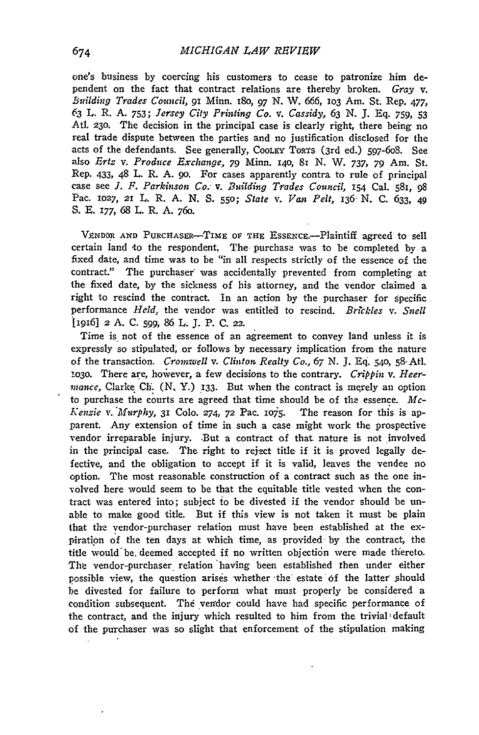one's business by coercing his customers to cease to patronize him dependent on the fact that contract relations are thereby broken. *Gray* v. *Building Trades Council*, 91 Minn. 180, 97 N. W. 666, 103 Am. St. Rep. 477, 63 L. R. A. 753; *Jersey City Printing Co.* v. *Cassidy*, 63 N. J. Eq. 759, 53 Atl. 230. The decision in the principal case is clearly right, there being no real trade dispute between the parties and no justification disclosed for the acts of the defendants. See generally, COOLEY TORTS (3rd ed.) 597-608. See also *Ertz* v. *Produce Exchange*, 79 Minn. 140, 81 N. W. 737, 79 Am. St. Rep. 433, 48 L. R. A. 90. For cases apparently contra to rule of principal case see *J. F. Parkinson Co.* v. *Building Trades Council*, 154 Cal. 581, 98 Pac. 1027, 21 L. R. A. N. S. 550; *State* v. *Van Pelt*, 136 N. C. 633, 49 S. E. 177, 68 L. R. A. 760.

VENDOR AND PURCHASER—TIME OF THE ESSENCE.—Plaintiff agreed to sell certain land to the respondent. The purchase was to be completed by a fixed date, and time was to be "in all respects strictly of the essence of the contract." The purchaser was accidentally prevented from completing at the fixed date, by the sickness of his attorney, and the vendor claimed a right to rescind the contract. In an action by the purchaser for specific performance *Held*, the vendor was entitled to rescind. *Brickles* v. *Snell* [1916] 2 A. C. 599, 86 L. J. P. C. 22.

Time is not of the essence of an agreement to convey land unless it is expressly so stipulated, or follows by necessary implication from the nature of the transaction. *Cromwell* v. *Clinton Realty Co.*, 67 N. J. Eq. 540, 58 Atl. 1030. There are, however, a few decisions to the contrary. *Crippin* v. *Heermance*, Clarke Ch. (N. Y.) 133. But when the contract is merely an option to purchase the courts are agreed that time should be of the essence. *McKenzie* v. *Murphy*, 31 Colo. 274, 72 Pac. 1075. The reason for this is apparent. Any extension of time in such a case might work the prospective vendor irreparable injury. But a contract of that nature is not involved in the principal case. The right to reject title if it is proved legally defective, and the obligation to accept if it is valid, leaves the vendee no option. The most reasonable construction of a contract such as the one involved here would seem to be that the equitable title vested when the contract was entered into; subject to be divested if the vendor should be unable to make good title. But if this view is not taken it must be plain that the vendor-purchaser relation must have been established at the expiration of the ten days at which time, as provided by the contract, the title would be deemed accepted if no written objection were made thereto. The vendor-purchaser relation having been established then under either possible view, the question arises whether the estate of the latter should be divested for failure to perform what must properly be considered a condition subsequent. The vendor could have had specific performance of the contract, and the injury which resulted to him from the trivial default of the purchaser was so slight that enforcement of the stipulation making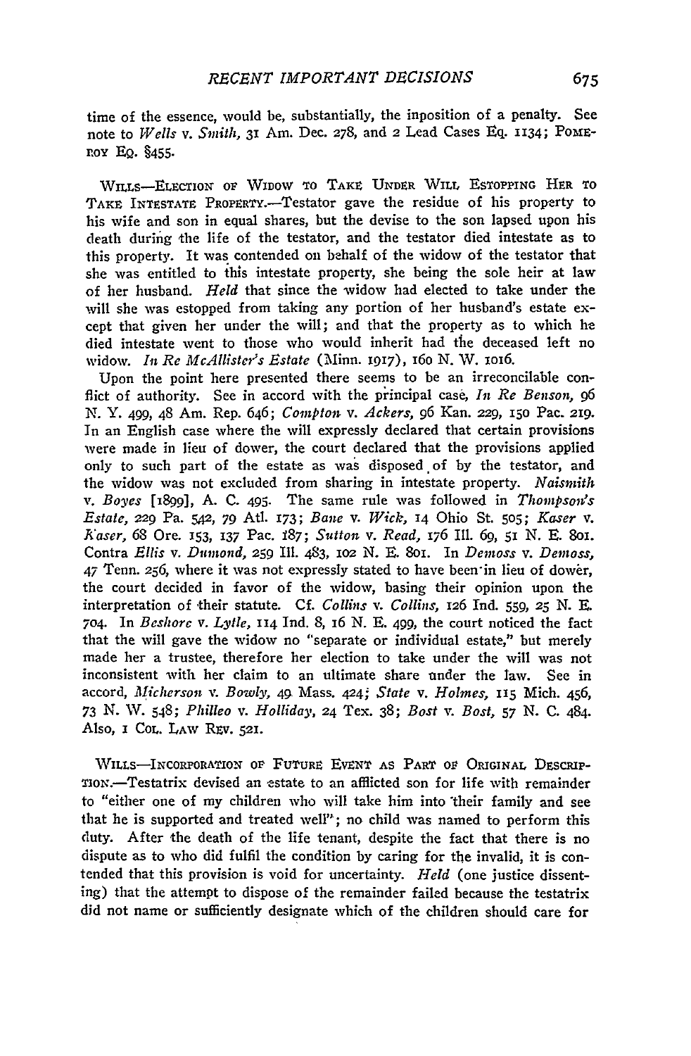time of the essence, would be, substantially, the inposition of a penalty. See note to *Wells* v. *Smith*, 31 Am. Dec. 278, and 2 Lead Cases Eq. 1134; Pomeroy Eq. §455.

Wills—Election of Widow to Take Under Will Estopping Her to Take Intestate Property.—Testator gave the residue of his property to his wife and son in equal shares, but the devise to the son lapsed upon his death during the life of the testator, and the testator died intestate as to this property. It was contended on behalf of the widow of the testator that she was entitled to this intestate property, she being the sole heir at law of her husband. *Held* that since the widow had elected to take under the will she was estopped from taking any portion of her husband's estate except that given her under the will; and that the property as to which he died intestate went to those who would inherit had the deceased left no widow. *In Re McAllister's Estate* (Minn. 1917), 160 N. W. 1016.

Upon the point here presented there seems to be an irreconcilable conflict of authority. See in accord with the principal case, *In Re Benson*, 96 N. Y. 499, 48 Am. Rep. 646; *Compton* v. *Ackers*, 96 Kan. 229, 150 Pac. 219. In an English case where the will expressly declared that certain provisions were made in lieu of dower, the court declared that the provisions applied only to such part of the estate as was disposed of by the testator, and the widow was not excluded from sharing in intestate property. *Naismith* v. *Boyes* [1899], A. C. 495. The same rule was followed in *Thompson's Estate*, 229 Pa. 542, 79 Atl. 173; *Bane* v. *Wick*, 14 Ohio St. 505; *Kaser* v. *Kaser*, 68 Ore. 153, 137 Pac. 187; *Sutton* v. *Read*, 176 Ill. 69, 51 N. E. 801. Contra *Ellis* v. *Dumond*, 259 Ill. 483, 102 N. E. 801. In *Demoss* v. *Demoss*, 47 Tenn. 256, where it was not expressly stated to have been in lieu of dower, the court decided in favor of the widow, basing their opinion upon the interpretation of their statute. Cf. *Collins* v. *Collins*, 126 Ind. 559, 25 N. E. 704. In *Beshore* v. *Lytle*, 114 Ind. 8, 16 N. E. 499, the court noticed the fact that the will gave the widow no "separate or individual estate," but merely made her a trustee, therefore her election to take under the will was not inconsistent with her claim to an ultimate share under the law. See in accord, *Micherson* v. *Bowly*, 49 Mass. 424; *State* v. *Holmes*, 115 Mich. 456, 73 N. W. 548; *Philleo* v. *Holliday*, 24 Tex. 38; *Bost* v. *Bost*, 57 N. C. 484. Also, 1 Col. Law Rev. 521.

Wills—Incorporation of Future Event as Part of Original Description.—Testatrix devised an estate to an afflicted son for life with remainder to "either one of my children who will take him into their family and see that he is supported and treated well"; no child was named to perform this duty. After the death of the life tenant, despite the fact that there is no dispute as to who did fulfil the condition by caring for the invalid, it is contended that this provision is void for uncertainty. *Held* (one justice dissenting) that the attempt to dispose of the remainder failed because the testatrix did not name or sufficiently designate which of the children should care for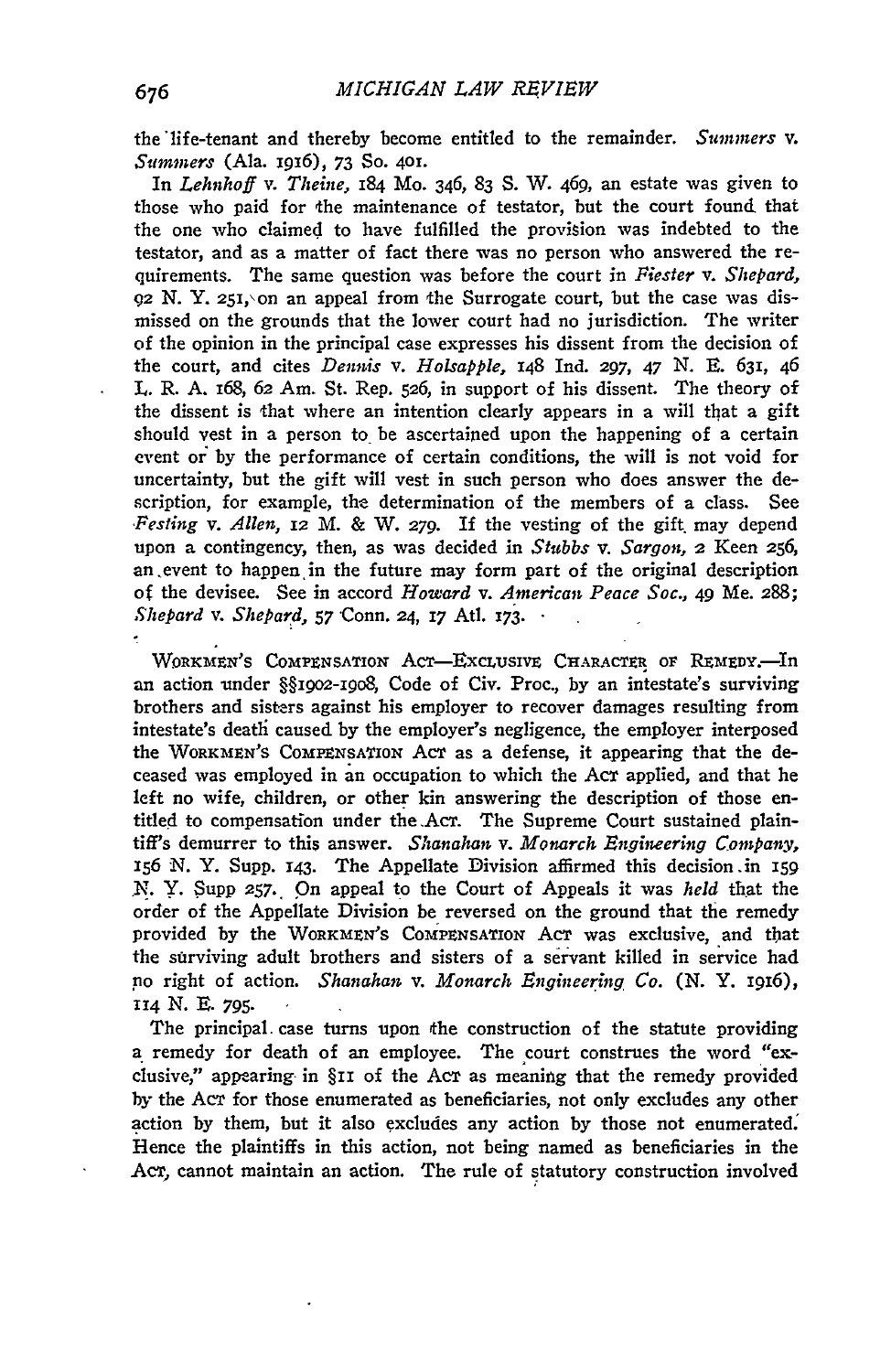the life-tenant and thereby become entitled to the remainder. *Summers* v. *Summers* (Ala. 1916), 73 So. 401.

In *Lehnhoff* v. *Theine*, 184 Mo. 346, 83 S. W. 469, an estate was given to those who paid for the maintenance of testator, but the court found that the one who claimed to have fulfilled the provision was indebted to the testator, and as a matter of fact there was no person who answered the requirements. The same question was before the court in *Fiester* v. *Shepard*, 92 N. Y. 251, on an appeal from the Surrogate court, but the case was dismissed on the grounds that the lower court had no jurisdiction. The writer of the opinion in the principal case expresses his dissent from the decision of the court, and cites *Dennis* v. *Holsapple*, 148 Ind. 297, 47 N. E. 631, 46 L. R. A. 168, 62 Am. St. Rep. 526, in support of his dissent. The theory of the dissent is that where an intention clearly appears in a will that a gift should vest in a person to be ascertained upon the happening of a certain event or by the performance of certain conditions, the will is not void for uncertainty, but the gift will vest in such person who does answer the description, for example, the determination of the members of a class. See *Festing* v. *Allen*, 12 M. & W. 279. If the vesting of the gift may depend upon a contingency, then, as was decided in *Stubbs* v. *Sargon*, 2 Keen 256, an event to happen in the future may form part of the original description of the devisee. See in accord *Howard* v. *American Peace Soc.*, 49 Me. 288; *Shepard* v. *Shepard*, 57 Conn. 24, 17 Atl. 173.

WORKMEN'S COMPENSATION ACT—EXCLUSIVE CHARACTER OF REMEDY.—In an action under §§1902-1908, Code of Civ. Proc., by an intestate's surviving brothers and sisters against his employer to recover damages resulting from intestate's death caused by the employer's negligence, the employer interposed the WORKMEN'S COMPENSATION ACT as a defense, it appearing that the deceased was employed in an occupation to which the ACT applied, and that he left no wife, children, or other kin answering the description of those entitled to compensation under the ACT. The Supreme Court sustained plaintiff's demurrer to this answer. *Shanahan* v. *Monarch Engineering Company*, 156 N. Y. Supp. 143. The Appellate Division affirmed this decision in 159 N. Y. Supp 257. On appeal to the Court of Appeals it was *held* that the order of the Appellate Division be reversed on the ground that the remedy provided by the WORKMEN'S COMPENSATION ACT was exclusive, and that the surviving adult brothers and sisters of a servant killed in service had no right of action. *Shanahan* v. *Monarch Engineering Co.* (N. Y. 1916), 114 N. E. 795.

The principal case turns upon the construction of the statute providing a remedy for death of an employee. The court construes the word "exclusive," appearing in §11 of the ACT as meaning that the remedy provided by the ACT for those enumerated as beneficiaries, not only excludes any other action by them, but it also excludes any action by those not enumerated. Hence the plaintiffs in this action, not being named as beneficiaries in the ACT, cannot maintain an action. The rule of statutory construction involved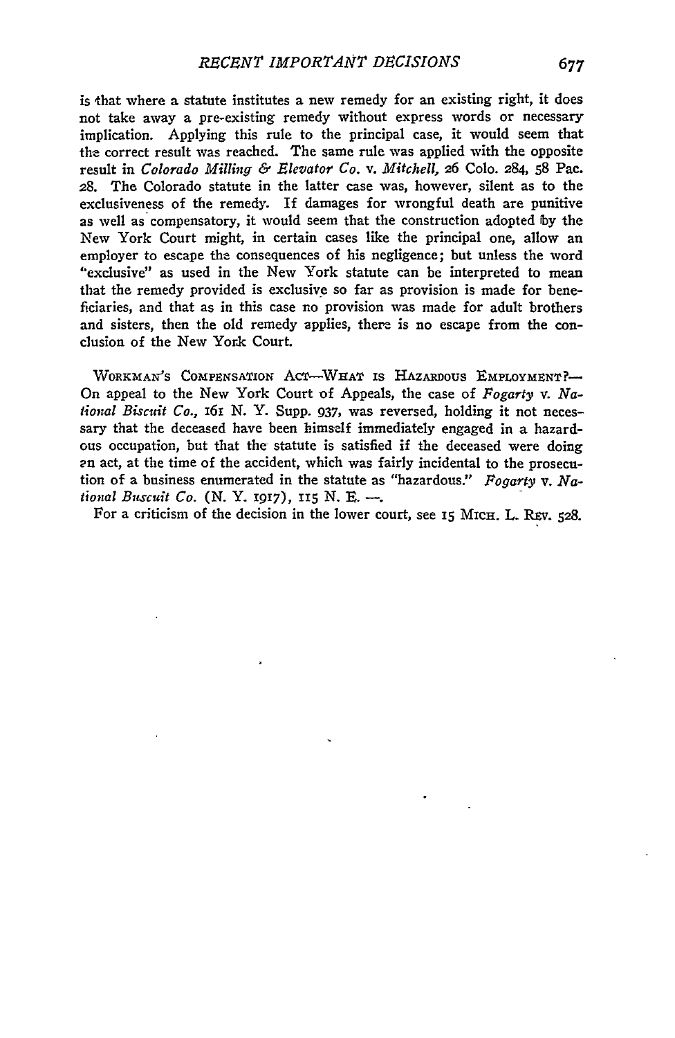is that where a statute institutes a new remedy for an existing right, it does not take away a pre-existing remedy without express words or necessary implication. Applying this rule to the principal case, it would seem that the correct result was reached. The same rule was applied with the opposite result in *Colorado Milling & Elevator Co.* v. *Mitchell*, 26 Colo. 284, 58 Pac. 28. The Colorado statute in the latter case was, however, silent as to the exclusiveness of the remedy. If damages for wrongful death are punitive as well as compensatory, it would seem that the construction adopted by the New York Court might, in certain cases like the principal one, allow an employer to escape the consequences of his negligence; but unless the word "exclusive" as used in the New York statute can be interpreted to mean that the remedy provided is exclusive so far as provision is made for beneficiaries, and that as in this case no provision was made for adult brothers and sisters, then the old remedy applies, there is no escape from the conclusion of the New York Court.

WORKMAN'S COMPENSATION ACT—WHAT IS HAZARDOUS EMPLOYMENT?—On appeal to the New York Court of Appeals, the case of *Fogarty* v. *National Biscuit Co.*, 161 N. Y. Supp. 937, was reversed, holding it not necessary that the deceased have been himself immediately engaged in a hazardous occupation, but that the statute is satisfied if the deceased were doing an act, at the time of the accident, which was fairly incidental to the prosecution of a business enumerated in the statute as "hazardous." *Fogarty* v. *National Buscuit Co.* (N. Y. 1917), 115 N. E. —.

For a criticism of the decision in the lower court, see 15 MICH. L. REV. 528.